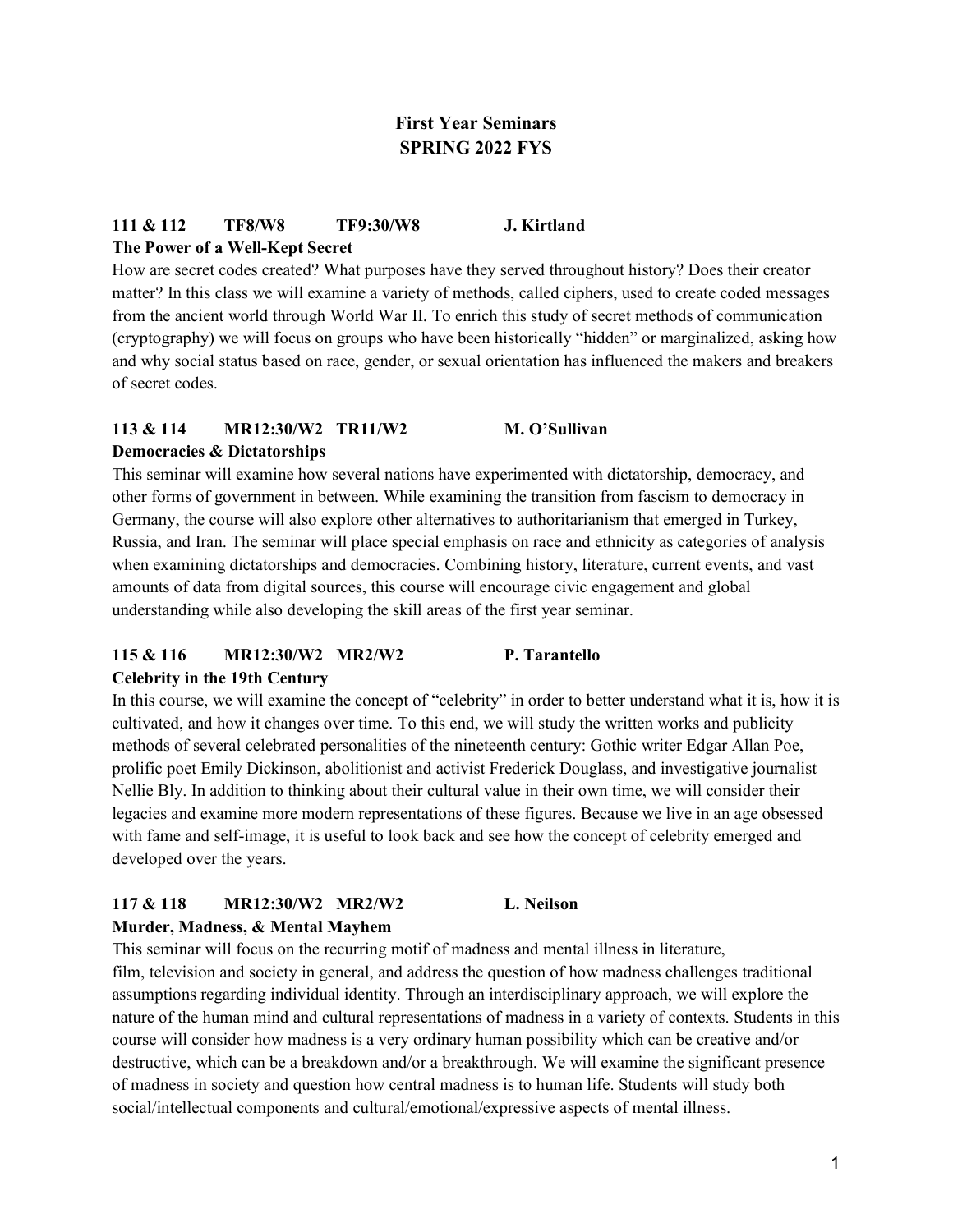# First Year Seminars
## SPRING 2022 FYS

**111 & 112 TF8/W8 TF9:30/W8 J. Kirtland**
**The Power of a Well-Kept Secret**

How are secret codes created? What purposes have they served throughout history? Does their creator matter? In this class we will examine a variety of methods, called ciphers, used to create coded messages from the ancient world through World War II. To enrich this study of secret methods of communication (cryptography) we will focus on groups who have been historically "hidden" or marginalized, asking how and why social status based on race, gender, or sexual orientation has influenced the makers and breakers of secret codes.

**113 & 114 MR12:30/W2 TR11/W2 M. O'Sullivan**
**Democracies & Dictatorships**

This seminar will examine how several nations have experimented with dictatorship, democracy, and other forms of government in between. While examining the transition from fascism to democracy in Germany, the course will also explore other alternatives to authoritarianism that emerged in Turkey, Russia, and Iran. The seminar will place special emphasis on race and ethnicity as categories of analysis when examining dictatorships and democracies. Combining history, literature, current events, and vast amounts of data from digital sources, this course will encourage civic engagement and global understanding while also developing the skill areas of the first year seminar.

**115 & 116 MR12:30/W2 MR2/W2 P. Tarantello**
**Celebrity in the 19th Century**

In this course, we will examine the concept of "celebrity" in order to better understand what it is, how it is cultivated, and how it changes over time. To this end, we will study the written works and publicity methods of several celebrated personalities of the nineteenth century: Gothic writer Edgar Allan Poe, prolific poet Emily Dickinson, abolitionist and activist Frederick Douglass, and investigative journalist Nellie Bly. In addition to thinking about their cultural value in their own time, we will consider their legacies and examine more modern representations of these figures. Because we live in an age obsessed with fame and self-image, it is useful to look back and see how the concept of celebrity emerged and developed over the years.

**117 & 118 MR12:30/W2 MR2/W2 L. Neilson**
**Murder, Madness, & Mental Mayhem**

This seminar will focus on the recurring motif of madness and mental illness in literature, film, television and society in general, and address the question of how madness challenges traditional assumptions regarding individual identity. Through an interdisciplinary approach, we will explore the nature of the human mind and cultural representations of madness in a variety of contexts. Students in this course will consider how madness is a very ordinary human possibility which can be creative and/or destructive, which can be a breakdown and/or a breakthrough. We will examine the significant presence of madness in society and question how central madness is to human life. Students will study both social/intellectual components and cultural/emotional/expressive aspects of mental illness.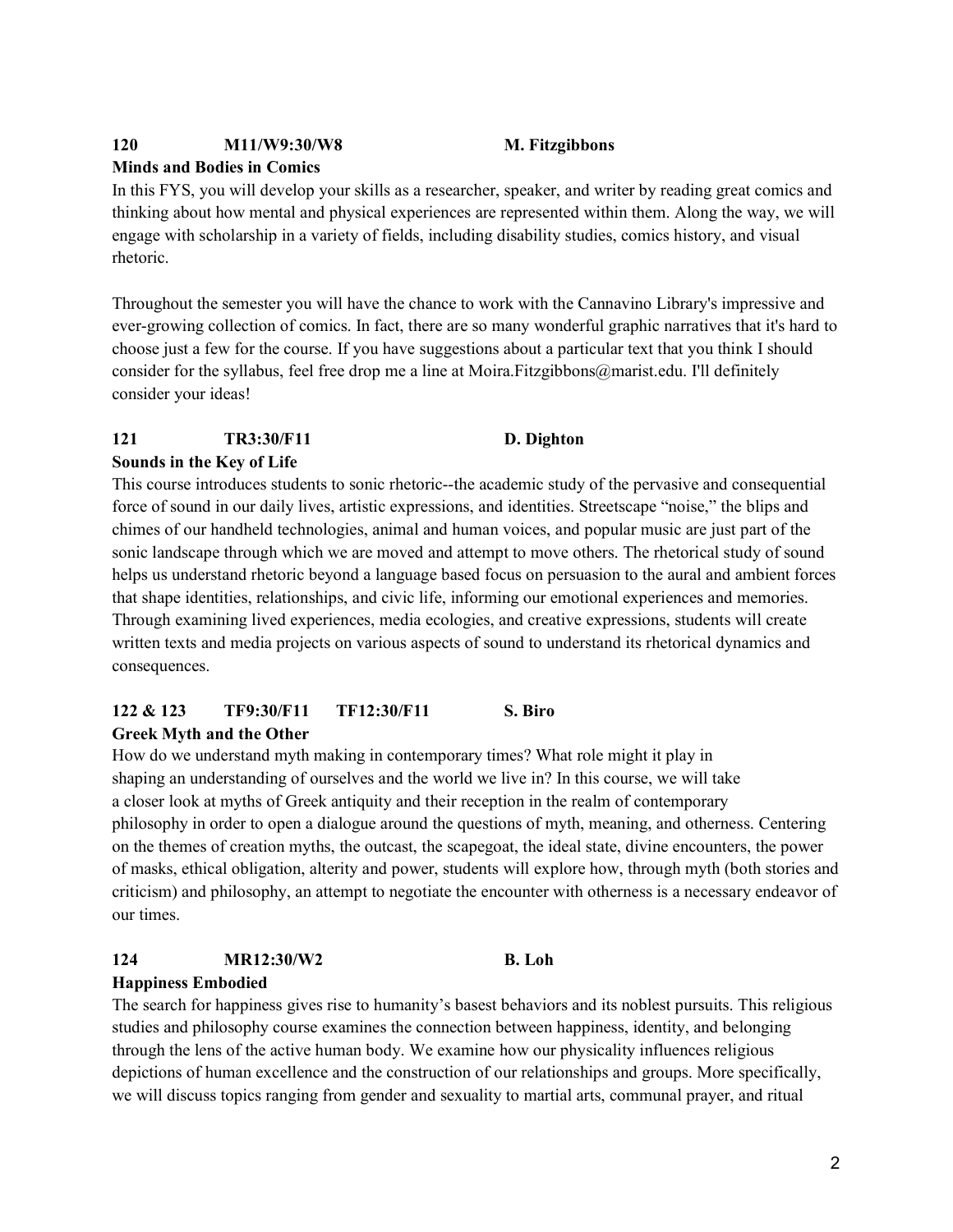**120 M11/W9:30/W8 M. Fitzgibbons**
**Minds and Bodies in Comics**

In this FYS, you will develop your skills as a researcher, speaker, and writer by reading great comics and thinking about how mental and physical experiences are represented within them. Along the way, we will engage with scholarship in a variety of fields, including disability studies, comics history, and visual rhetoric.

Throughout the semester you will have the chance to work with the Cannavino Library's impressive and ever-growing collection of comics. In fact, there are so many wonderful graphic narratives that it's hard to choose just a few for the course. If you have suggestions about a particular text that you think I should consider for the syllabus, feel free drop me a line at Moira.Fitzgibbons@marist.edu. I'll definitely consider your ideas!

**121 TR3:30/F11 D. Dighton**
**Sounds in the Key of Life**

This course introduces students to sonic rhetoric--the academic study of the pervasive and consequential force of sound in our daily lives, artistic expressions, and identities. Streetscape "noise," the blips and chimes of our handheld technologies, animal and human voices, and popular music are just part of the sonic landscape through which we are moved and attempt to move others. The rhetorical study of sound helps us understand rhetoric beyond a language based focus on persuasion to the aural and ambient forces that shape identities, relationships, and civic life, informing our emotional experiences and memories. Through examining lived experiences, media ecologies, and creative expressions, students will create written texts and media projects on various aspects of sound to understand its rhetorical dynamics and consequences.

**122 & 123 TF9:30/F11 TF12:30/F11 S. Biro**
**Greek Myth and the Other**

How do we understand myth making in contemporary times? What role might it play in shaping an understanding of ourselves and the world we live in? In this course, we will take a closer look at myths of Greek antiquity and their reception in the realm of contemporary philosophy in order to open a dialogue around the questions of myth, meaning, and otherness. Centering on the themes of creation myths, the outcast, the scapegoat, the ideal state, divine encounters, the power of masks, ethical obligation, alterity and power, students will explore how, through myth (both stories and criticism) and philosophy, an attempt to negotiate the encounter with otherness is a necessary endeavor of our times.

**124 MR12:30/W2 B. Loh**
**Happiness Embodied**

The search for happiness gives rise to humanity's basest behaviors and its noblest pursuits. This religious studies and philosophy course examines the connection between happiness, identity, and belonging through the lens of the active human body. We examine how our physicality influences religious depictions of human excellence and the construction of our relationships and groups. More specifically, we will discuss topics ranging from gender and sexuality to martial arts, communal prayer, and ritual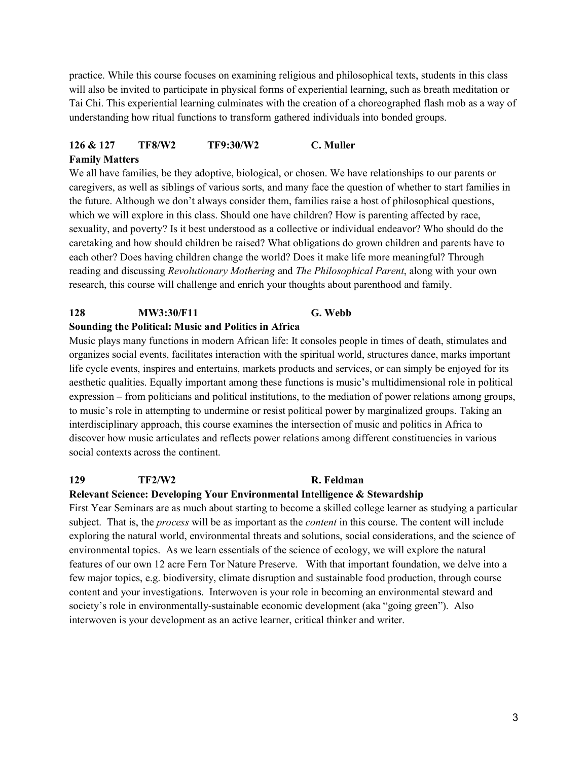practice. While this course focuses on examining religious and philosophical texts, students in this class will also be invited to participate in physical forms of experiential learning, such as breath meditation or Tai Chi. This experiential learning culminates with the creation of a choreographed flash mob as a way of understanding how ritual functions to transform gathered individuals into bonded groups.

**126 & 127 TF8/W2 TF9:30/W2 C. Muller**
**Family Matters**

We all have families, be they adoptive, biological, or chosen. We have relationships to our parents or caregivers, as well as siblings of various sorts, and many face the question of whether to start families in the future. Although we don't always consider them, families raise a host of philosophical questions, which we will explore in this class. Should one have children? How is parenting affected by race, sexuality, and poverty? Is it best understood as a collective or individual endeavor? Who should do the caretaking and how should children be raised? What obligations do grown children and parents have to each other? Does having children change the world? Does it make life more meaningful? Through reading and discussing *Revolutionary Mothering* and *The Philosophical Parent*, along with your own research, this course will challenge and enrich your thoughts about parenthood and family.

**128 MW3:30/F11 G. Webb**
**Sounding the Political: Music and Politics in Africa**

Music plays many functions in modern African life: It consoles people in times of death, stimulates and organizes social events, facilitates interaction with the spiritual world, structures dance, marks important life cycle events, inspires and entertains, markets products and services, or can simply be enjoyed for its aesthetic qualities. Equally important among these functions is music's multidimensional role in political expression – from politicians and political institutions, to the mediation of power relations among groups, to music's role in attempting to undermine or resist political power by marginalized groups. Taking an interdisciplinary approach, this course examines the intersection of music and politics in Africa to discover how music articulates and reflects power relations among different constituencies in various social contexts across the continent.

**129 TF2/W2 R. Feldman**
**Relevant Science: Developing Your Environmental Intelligence & Stewardship**

First Year Seminars are as much about starting to become a skilled college learner as studying a particular subject. That is, the *process* will be as important as the *content* in this course. The content will include exploring the natural world, environmental threats and solutions, social considerations, and the science of environmental topics. As we learn essentials of the science of ecology, we will explore the natural features of our own 12 acre Fern Tor Nature Preserve. With that important foundation, we delve into a few major topics, e.g. biodiversity, climate disruption and sustainable food production, through course content and your investigations. Interwoven is your role in becoming an environmental steward and society's role in environmentally-sustainable economic development (aka "going green"). Also interwoven is your development as an active learner, critical thinker and writer.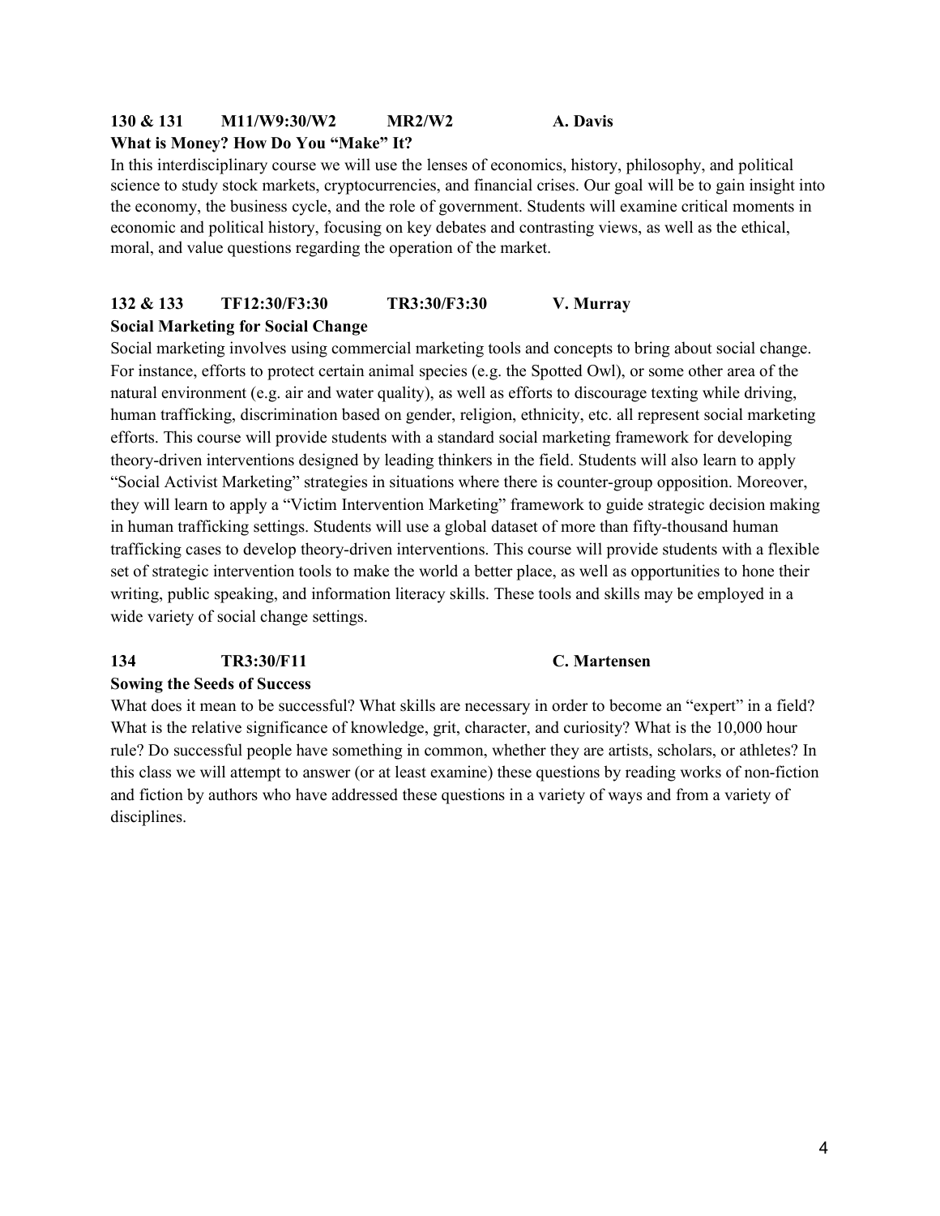**130 & 131 M11/W9:30/W2 MR2/W2 A. Davis**

**What is Money? How Do You "Make" It?**

In this interdisciplinary course we will use the lenses of economics, history, philosophy, and political science to study stock markets, cryptocurrencies, and financial crises. Our goal will be to gain insight into the economy, the business cycle, and the role of government. Students will examine critical moments in economic and political history, focusing on key debates and contrasting views, as well as the ethical, moral, and value questions regarding the operation of the market.

**132 & 133 TF12:30/F3:30 TR3:30/F3:30 V. Murray**

**Social Marketing for Social Change**

Social marketing involves using commercial marketing tools and concepts to bring about social change. For instance, efforts to protect certain animal species (e.g. the Spotted Owl), or some other area of the natural environment (e.g. air and water quality), as well as efforts to discourage texting while driving, human trafficking, discrimination based on gender, religion, ethnicity, etc. all represent social marketing efforts. This course will provide students with a standard social marketing framework for developing theory-driven interventions designed by leading thinkers in the field. Students will also learn to apply "Social Activist Marketing" strategies in situations where there is counter-group opposition. Moreover, they will learn to apply a "Victim Intervention Marketing" framework to guide strategic decision making in human trafficking settings. Students will use a global dataset of more than fifty-thousand human trafficking cases to develop theory-driven interventions. This course will provide students with a flexible set of strategic intervention tools to make the world a better place, as well as opportunities to hone their writing, public speaking, and information literacy skills. These tools and skills may be employed in a wide variety of social change settings.

**134 TR3:30/F11 C. Martensen**

**Sowing the Seeds of Success**

What does it mean to be successful? What skills are necessary in order to become an "expert" in a field? What is the relative significance of knowledge, grit, character, and curiosity? What is the 10,000 hour rule? Do successful people have something in common, whether they are artists, scholars, or athletes? In this class we will attempt to answer (or at least examine) these questions by reading works of non-fiction and fiction by authors who have addressed these questions in a variety of ways and from a variety of disciplines.